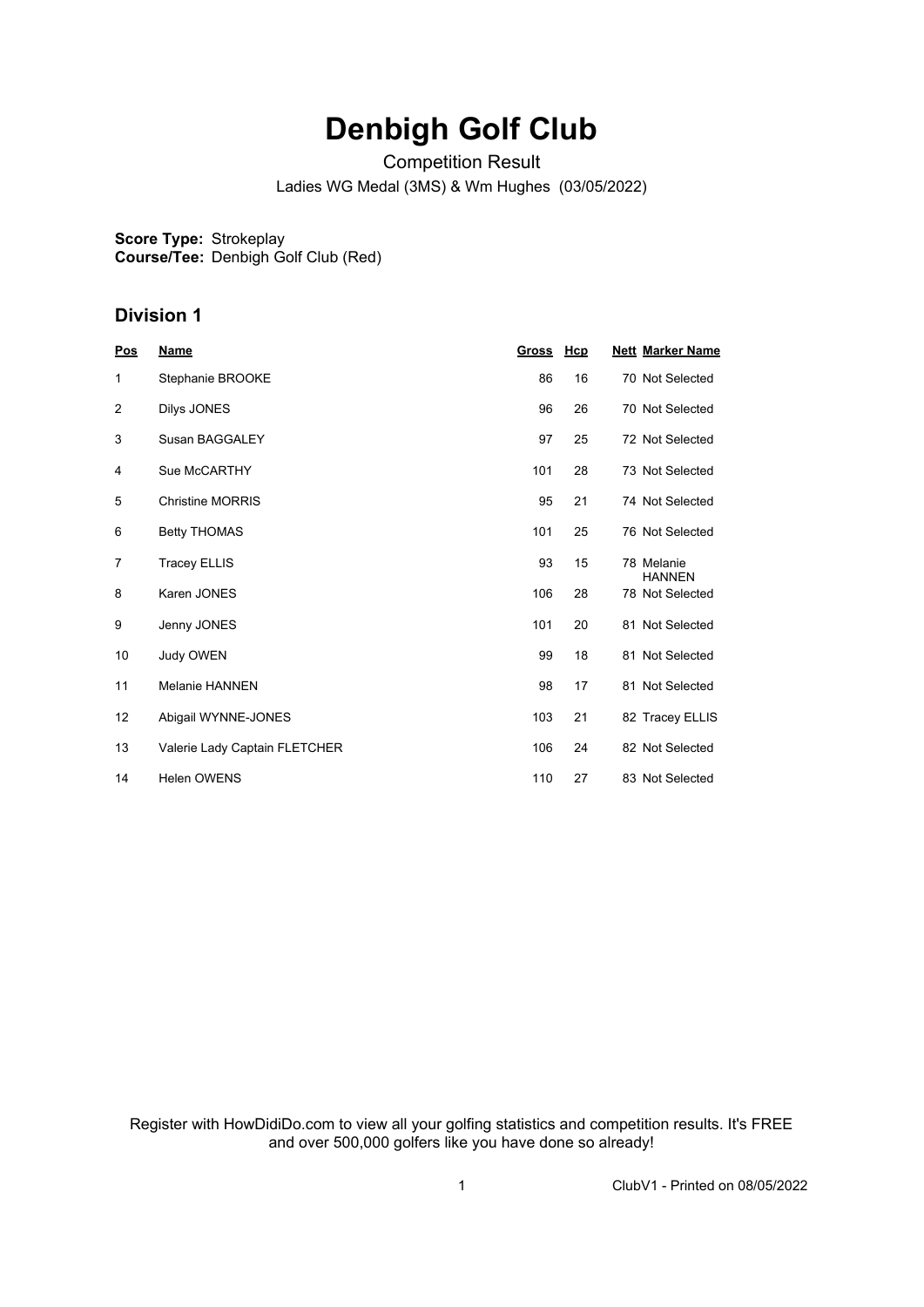# Denbigh Golf Club

Competition Result

Ladies WG Medal (3MS) & Wm Hughes (03/05/2022)

**Score Type:** Strokeplay
**Course/Tee:** Denbigh Golf Club (Red)

## Division 1

| Pos | Name | Gross | Hcp | Nett | Marker Name |
|---|---|---|---|---|---|
| 1 | Stephanie BROOKE | 86 | 16 | 70 | Not Selected |
| 2 | Dilys JONES | 96 | 26 | 70 | Not Selected |
| 3 | Susan BAGGALEY | 97 | 25 | 72 | Not Selected |
| 4 | Sue McCARTHY | 101 | 28 | 73 | Not Selected |
| 5 | Christine MORRIS | 95 | 21 | 74 | Not Selected |
| 6 | Betty THOMAS | 101 | 25 | 76 | Not Selected |
| 7 | Tracey ELLIS | 93 | 15 | 78 | Melanie HANNEN |
| 8 | Karen JONES | 106 | 28 | 78 | Not Selected |
| 9 | Jenny JONES | 101 | 20 | 81 | Not Selected |
| 10 | Judy OWEN | 99 | 18 | 81 | Not Selected |
| 11 | Melanie HANNEN | 98 | 17 | 81 | Not Selected |
| 12 | Abigail WYNNE-JONES | 103 | 21 | 82 | Tracey ELLIS |
| 13 | Valerie Lady Captain FLETCHER | 106 | 24 | 82 | Not Selected |
| 14 | Helen OWENS | 110 | 27 | 83 | Not Selected |

Register with HowDidiDo.com to view all your golfing statistics and competition results. It's FREE and over 500,000 golfers like you have done so already!

ClubV1 - Printed on 08/05/2022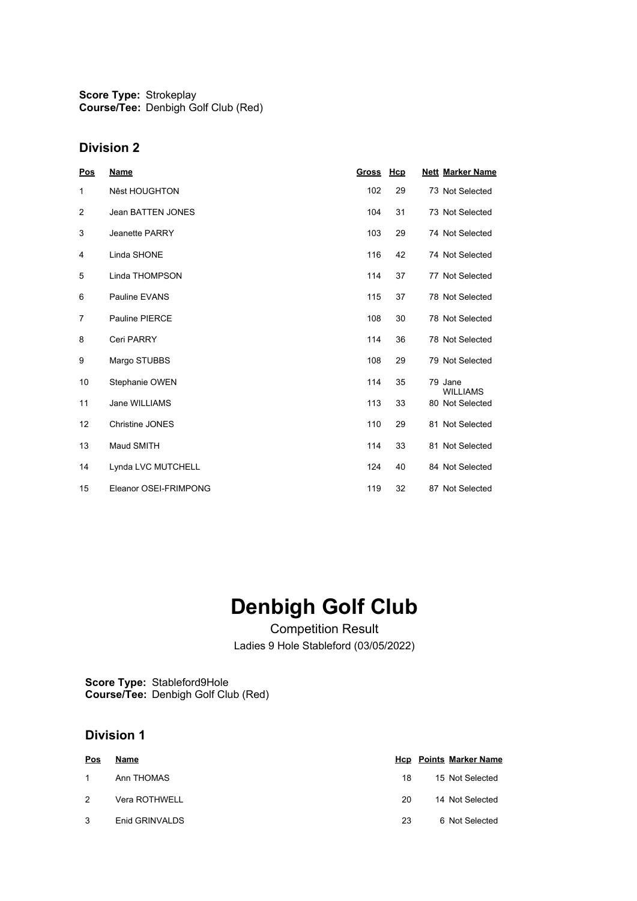**Score Type:** Strokeplay
**Course/Tee:** Denbigh Golf Club (Red)

## Division 2

| Pos | Name | Gross | Hcp | Nett | Marker Name |
| --- | --- | --- | --- | --- | --- |
| 1 | Nêst HOUGHTON | 102 | 29 | 73 | Not Selected |
| 2 | Jean BATTEN JONES | 104 | 31 | 73 | Not Selected |
| 3 | Jeanette PARRY | 103 | 29 | 74 | Not Selected |
| 4 | Linda SHONE | 116 | 42 | 74 | Not Selected |
| 5 | Linda THOMPSON | 114 | 37 | 77 | Not Selected |
| 6 | Pauline EVANS | 115 | 37 | 78 | Not Selected |
| 7 | Pauline PIERCE | 108 | 30 | 78 | Not Selected |
| 8 | Ceri PARRY | 114 | 36 | 78 | Not Selected |
| 9 | Margo STUBBS | 108 | 29 | 79 | Not Selected |
| 10 | Stephanie OWEN | 114 | 35 | 79 | Jane WILLIAMS |
| 11 | Jane WILLIAMS | 113 | 33 | 80 | Not Selected |
| 12 | Christine JONES | 110 | 29 | 81 | Not Selected |
| 13 | Maud SMITH | 114 | 33 | 81 | Not Selected |
| 14 | Lynda LVC MUTCHELL | 124 | 40 | 84 | Not Selected |
| 15 | Eleanor OSEI-FRIMPONG | 119 | 32 | 87 | Not Selected |

# Denbigh Golf Club

Competition Result

Ladies 9 Hole Stableford (03/05/2022)

**Score Type:** Stableford9Hole
**Course/Tee:** Denbigh Golf Club (Red)

## Division 1

| Pos | Name | Hcp | Points | Marker Name |
| --- | --- | --- | --- | --- |
| 1 | Ann THOMAS | 18 | 15 | Not Selected |
| 2 | Vera ROTHWELL | 20 | 14 | Not Selected |
| 3 | Enid GRINVALDS | 23 | 6 | Not Selected |